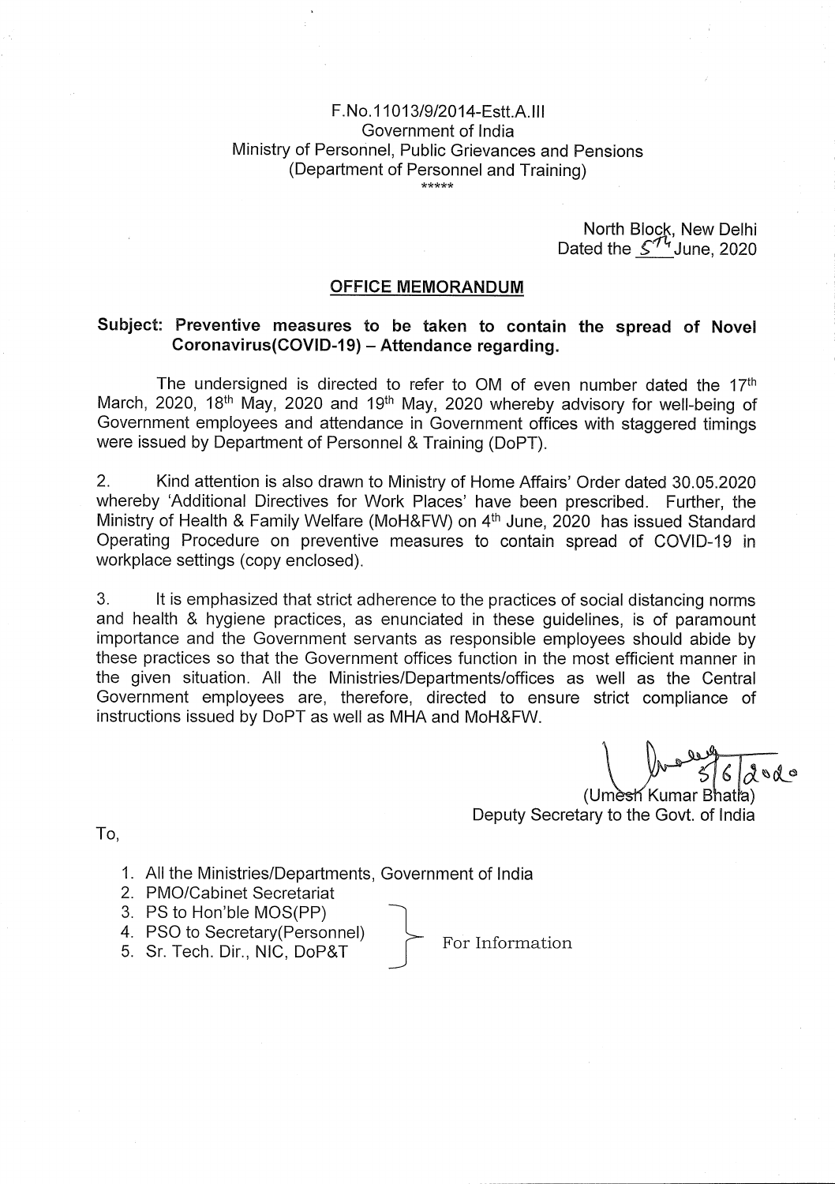F.No.11013/9/2014-Estt.A.III
Government of India
Ministry of Personnel, Public Grievances and Pensions
(Department of Personnel and Training)
*****

North Block, New Delhi
Dated the 5th June, 2020

## OFFICE MEMORANDUM

**Subject: Preventive measures to be taken to contain the spread of Novel Coronavirus(COVID-19) – Attendance regarding.**

The undersigned is directed to refer to OM of even number dated the 17th March, 2020, 18th May, 2020 and 19th May, 2020 whereby advisory for well-being of Government employees and attendance in Government offices with staggered timings were issued by Department of Personnel & Training (DoPT).

2. Kind attention is also drawn to Ministry of Home Affairs' Order dated 30.05.2020 whereby 'Additional Directives for Work Places' have been prescribed. Further, the Ministry of Health & Family Welfare (MoH&FW) on 4th June, 2020 has issued Standard Operating Procedure on preventive measures to contain spread of COVID-19 in workplace settings (copy enclosed).

3. It is emphasized that strict adherence to the practices of social distancing norms and health & hygiene practices, as enunciated in these guidelines, is of paramount importance and the Government servants as responsible employees should abide by these practices so that the Government offices function in the most efficient manner in the given situation. All the Ministries/Departments/offices as well as the Central Government employees are, therefore, directed to ensure strict compliance of instructions issued by DoPT as well as MHA and MoH&FW.

5/6/2020
(Umesh Kumar Bhatia)
Deputy Secretary to the Govt. of India

To,

1. All the Ministries/Departments, Government of India
2. PMO/Cabinet Secretariat
3. PS to Hon'ble MOS(PP)
4. PSO to Secretary(Personnel)
5. Sr. Tech. Dir., NIC, DoP&T

(3–5) For Information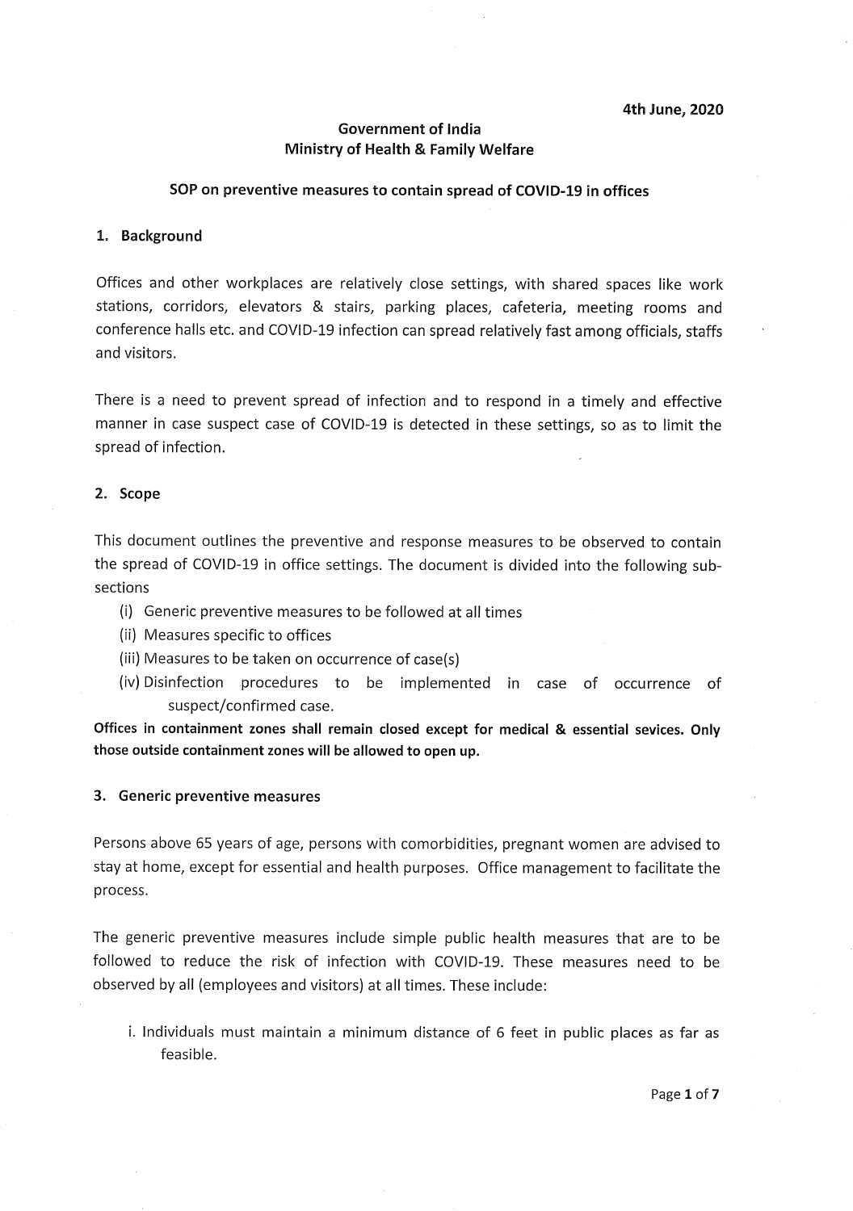4th June, 2020

**Government of India**
**Ministry of Health & Family Welfare**

**SOP on preventive measures to contain spread of COVID-19 in offices**

## 1. Background

Offices and other workplaces are relatively close settings, with shared spaces like work stations, corridors, elevators & stairs, parking places, cafeteria, meeting rooms and conference halls etc. and COVID-19 infection can spread relatively fast among officials, staffs and visitors.

There is a need to prevent spread of infection and to respond in a timely and effective manner in case suspect case of COVID-19 is detected in these settings, so as to limit the spread of infection.

## 2. Scope

This document outlines the preventive and response measures to be observed to contain the spread of COVID-19 in office settings. The document is divided into the following sub-sections

(i) Generic preventive measures to be followed at all times
(ii) Measures specific to offices
(iii) Measures to be taken on occurrence of case(s)
(iv) Disinfection procedures to be implemented in case of occurrence of suspect/confirmed case.

**Offices in containment zones shall remain closed except for medical & essential sevices. Only those outside containment zones will be allowed to open up.**

## 3. Generic preventive measures

Persons above 65 years of age, persons with comorbidities, pregnant women are advised to stay at home, except for essential and health purposes. Office management to facilitate the process.

The generic preventive measures include simple public health measures that are to be followed to reduce the risk of infection with COVID-19. These measures need to be observed by all (employees and visitors) at all times. These include:

i. Individuals must maintain a minimum distance of 6 feet in public places as far as feasible.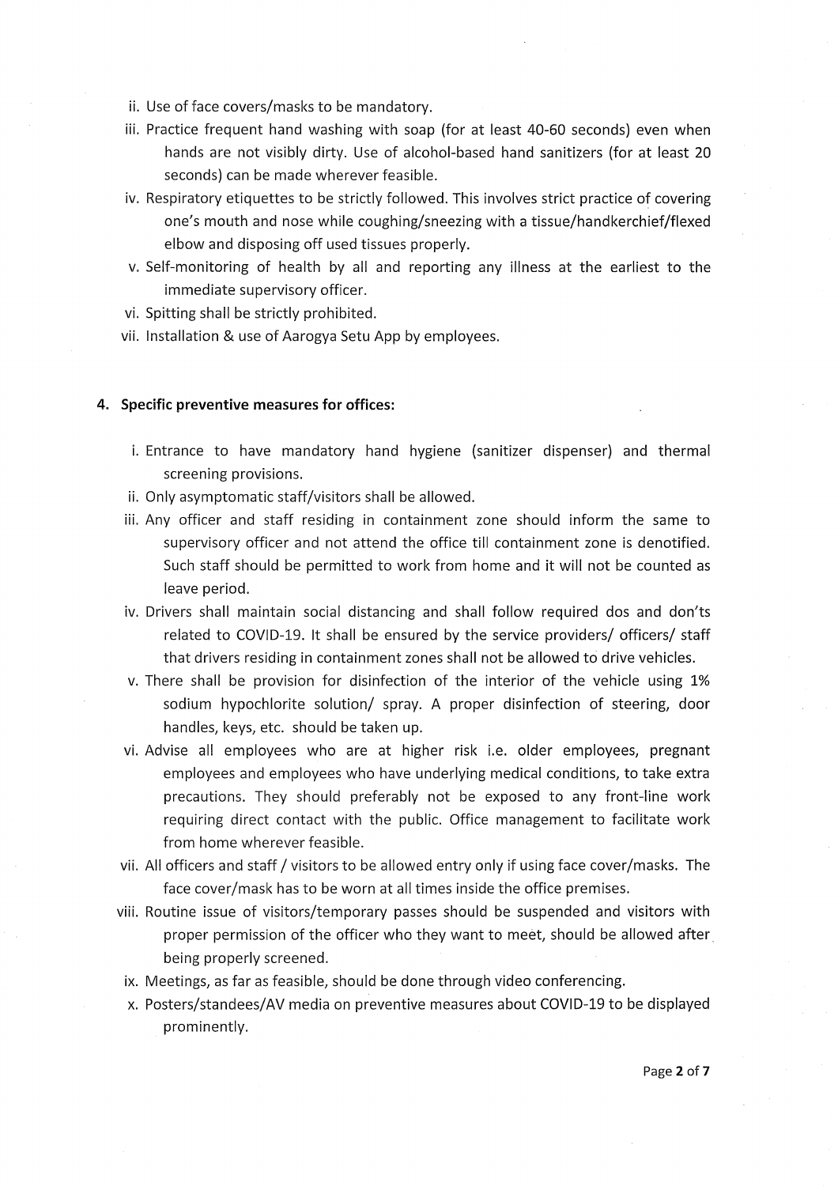ii. Use of face covers/masks to be mandatory.

iii. Practice frequent hand washing with soap (for at least 40-60 seconds) even when hands are not visibly dirty. Use of alcohol-based hand sanitizers (for at least 20 seconds) can be made wherever feasible.

iv. Respiratory etiquettes to be strictly followed. This involves strict practice of covering one's mouth and nose while coughing/sneezing with a tissue/handkerchief/flexed elbow and disposing off used tissues properly.

v. Self-monitoring of health by all and reporting any illness at the earliest to the immediate supervisory officer.

vi. Spitting shall be strictly prohibited.

vii. Installation & use of Aarogya Setu App by employees.

**4. Specific preventive measures for offices:**

i. Entrance to have mandatory hand hygiene (sanitizer dispenser) and thermal screening provisions.

ii. Only asymptomatic staff/visitors shall be allowed.

iii. Any officer and staff residing in containment zone should inform the same to supervisory officer and not attend the office till containment zone is denotified. Such staff should be permitted to work from home and it will not be counted as leave period.

iv. Drivers shall maintain social distancing and shall follow required dos and don'ts related to COVID-19. It shall be ensured by the service providers/ officers/ staff that drivers residing in containment zones shall not be allowed to drive vehicles.

v. There shall be provision for disinfection of the interior of the vehicle using 1% sodium hypochlorite solution/ spray. A proper disinfection of steering, door handles, keys, etc. should be taken up.

vi. Advise all employees who are at higher risk i.e. older employees, pregnant employees and employees who have underlying medical conditions, to take extra precautions. They should preferably not be exposed to any front-line work requiring direct contact with the public. Office management to facilitate work from home wherever feasible.

vii. All officers and staff / visitors to be allowed entry only if using face cover/masks. The face cover/mask has to be worn at all times inside the office premises.

viii. Routine issue of visitors/temporary passes should be suspended and visitors with proper permission of the officer who they want to meet, should be allowed after being properly screened.

ix. Meetings, as far as feasible, should be done through video conferencing.

x. Posters/standees/AV media on preventive measures about COVID-19 to be displayed prominently.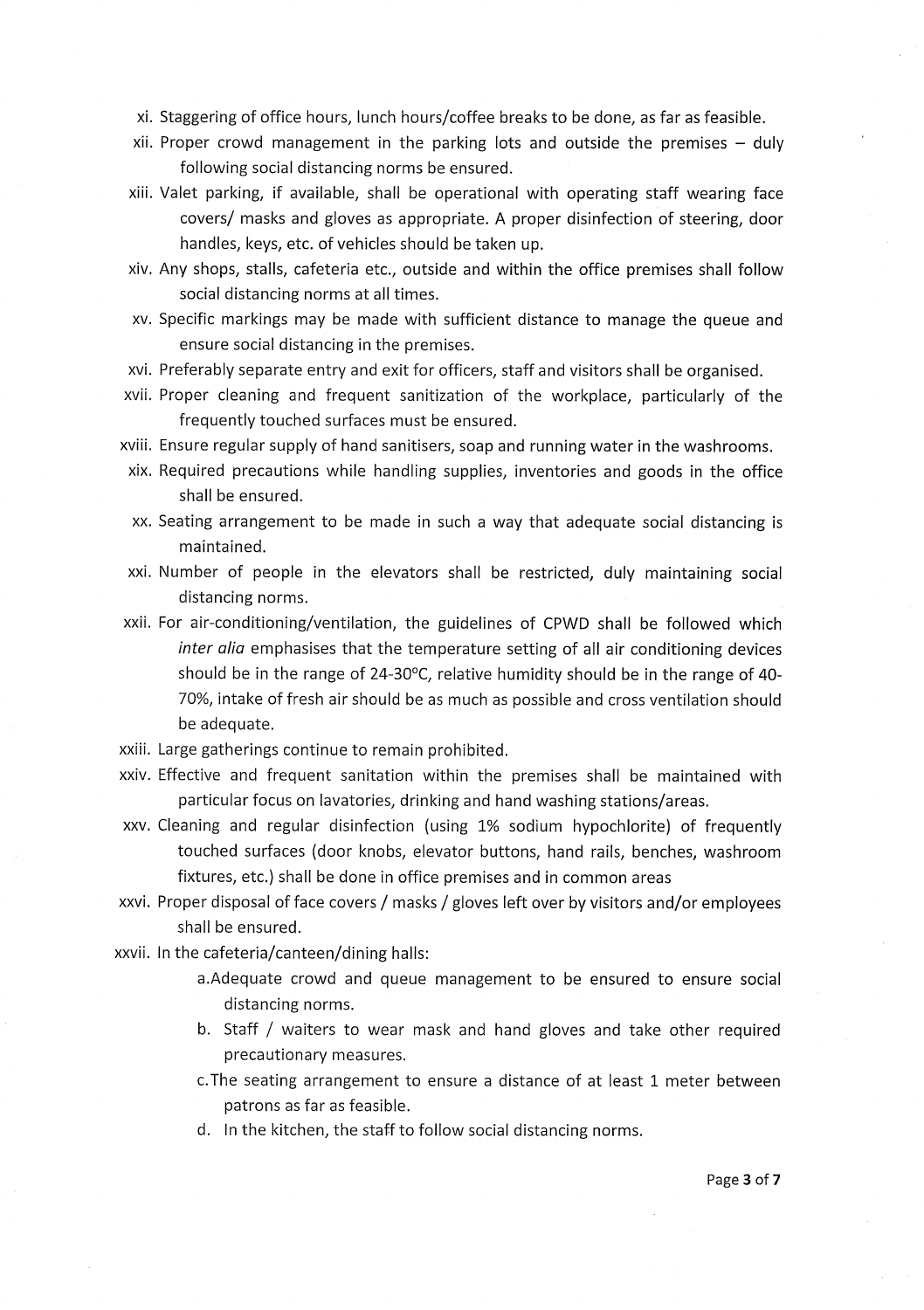xi. Staggering of office hours, lunch hours/coffee breaks to be done, as far as feasible.

xii. Proper crowd management in the parking lots and outside the premises – duly following social distancing norms be ensured.

xiii. Valet parking, if available, shall be operational with operating staff wearing face covers/ masks and gloves as appropriate. A proper disinfection of steering, door handles, keys, etc. of vehicles should be taken up.

xiv. Any shops, stalls, cafeteria etc., outside and within the office premises shall follow social distancing norms at all times.

xv. Specific markings may be made with sufficient distance to manage the queue and ensure social distancing in the premises.

xvi. Preferably separate entry and exit for officers, staff and visitors shall be organised.

xvii. Proper cleaning and frequent sanitization of the workplace, particularly of the frequently touched surfaces must be ensured.

xviii. Ensure regular supply of hand sanitisers, soap and running water in the washrooms.

xix. Required precautions while handling supplies, inventories and goods in the office shall be ensured.

xx. Seating arrangement to be made in such a way that adequate social distancing is maintained.

xxi. Number of people in the elevators shall be restricted, duly maintaining social distancing norms.

xxii. For air-conditioning/ventilation, the guidelines of CPWD shall be followed which *inter alia* emphasises that the temperature setting of all air conditioning devices should be in the range of 24-30°C, relative humidity should be in the range of 40-70%, intake of fresh air should be as much as possible and cross ventilation should be adequate.

xxiii. Large gatherings continue to remain prohibited.

xxiv. Effective and frequent sanitation within the premises shall be maintained with particular focus on lavatories, drinking and hand washing stations/areas.

xxv. Cleaning and regular disinfection (using 1% sodium hypochlorite) of frequently touched surfaces (door knobs, elevator buttons, hand rails, benches, washroom fixtures, etc.) shall be done in office premises and in common areas

xxvi. Proper disposal of face covers / masks / gloves left over by visitors and/or employees shall be ensured.

xxvii. In the cafeteria/canteen/dining halls:

   a. Adequate crowd and queue management to be ensured to ensure social distancing norms.

   b. Staff / waiters to wear mask and hand gloves and take other required precautionary measures.

   c. The seating arrangement to ensure a distance of at least 1 meter between patrons as far as feasible.

   d. In the kitchen, the staff to follow social distancing norms.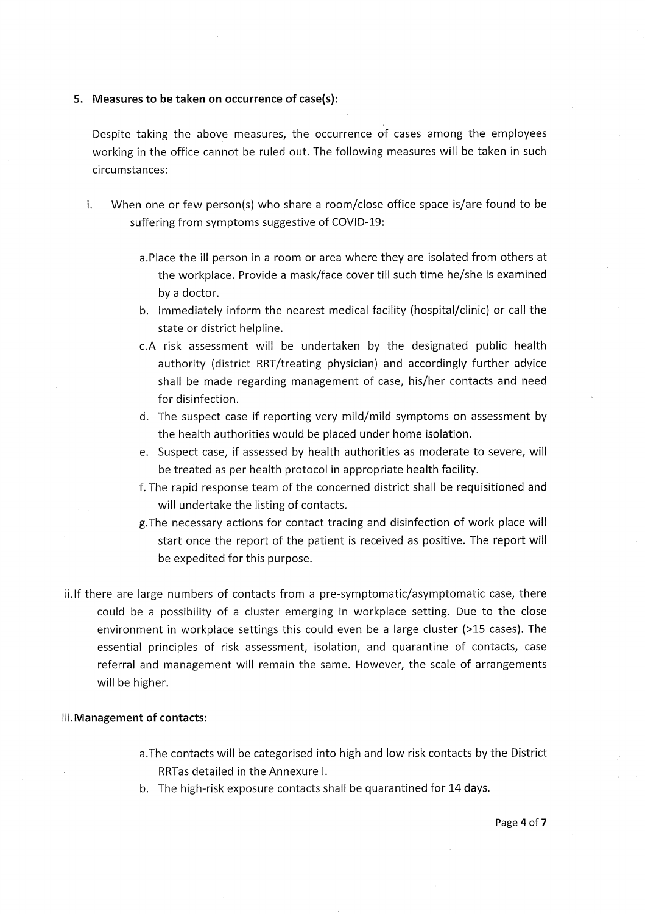## 5. Measures to be taken on occurrence of case(s):

Despite taking the above measures, the occurrence of cases among the employees working in the office cannot be ruled out. The following measures will be taken in such circumstances:

i. When one or few person(s) who share a room/close office space is/are found to be suffering from symptoms suggestive of COVID-19:

   a. Place the ill person in a room or area where they are isolated from others at the workplace. Provide a mask/face cover till such time he/she is examined by a doctor.
   b. Immediately inform the nearest medical facility (hospital/clinic) or call the state or district helpline.
   c. A risk assessment will be undertaken by the designated public health authority (district RRT/treating physician) and accordingly further advice shall be made regarding management of case, his/her contacts and need for disinfection.
   d. The suspect case if reporting very mild/mild symptoms on assessment by the health authorities would be placed under home isolation.
   e. Suspect case, if assessed by health authorities as moderate to severe, will be treated as per health protocol in appropriate health facility.
   f. The rapid response team of the concerned district shall be requisitioned and will undertake the listing of contacts.
   g. The necessary actions for contact tracing and disinfection of work place will start once the report of the patient is received as positive. The report will be expedited for this purpose.

ii. If there are large numbers of contacts from a pre-symptomatic/asymptomatic case, there could be a possibility of a cluster emerging in workplace setting. Due to the close environment in workplace settings this could even be a large cluster (>15 cases). The essential principles of risk assessment, isolation, and quarantine of contacts, case referral and management will remain the same. However, the scale of arrangements will be higher.

iii. **Management of contacts:**

   a. The contacts will be categorised into high and low risk contacts by the District RRTas detailed in the Annexure I.
   b. The high-risk exposure contacts shall be quarantined for 14 days.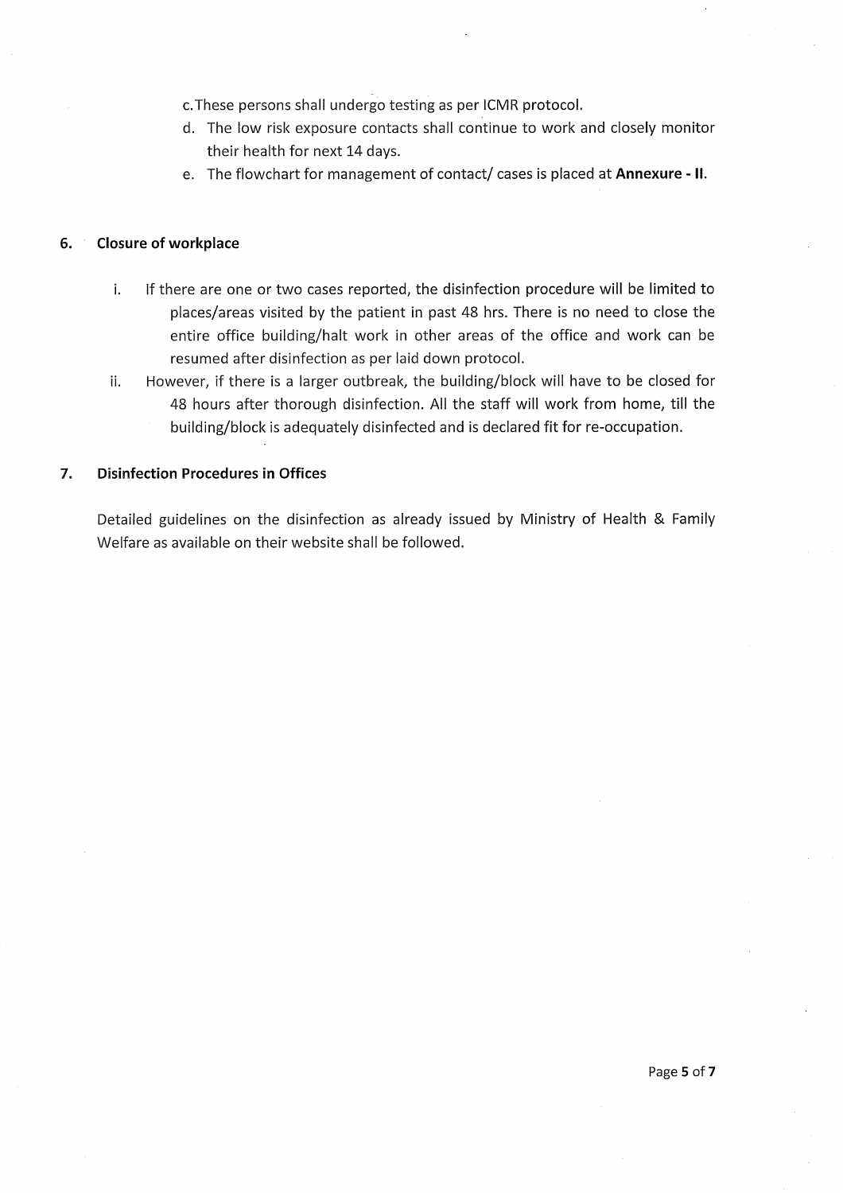c. These persons shall undergo testing as per ICMR protocol.

d. The low risk exposure contacts shall continue to work and closely monitor their health for next 14 days.

e. The flowchart for management of contact/ cases is placed at **Annexure - II**.

## 6. Closure of workplace

i. If there are one or two cases reported, the disinfection procedure will be limited to places/areas visited by the patient in past 48 hrs. There is no need to close the entire office building/halt work in other areas of the office and work can be resumed after disinfection as per laid down protocol.

ii. However, if there is a larger outbreak, the building/block will have to be closed for 48 hours after thorough disinfection. All the staff will work from home, till the building/block is adequately disinfected and is declared fit for re-occupation.

## 7. Disinfection Procedures in Offices

Detailed guidelines on the disinfection as already issued by Ministry of Health & Family Welfare as available on their website shall be followed.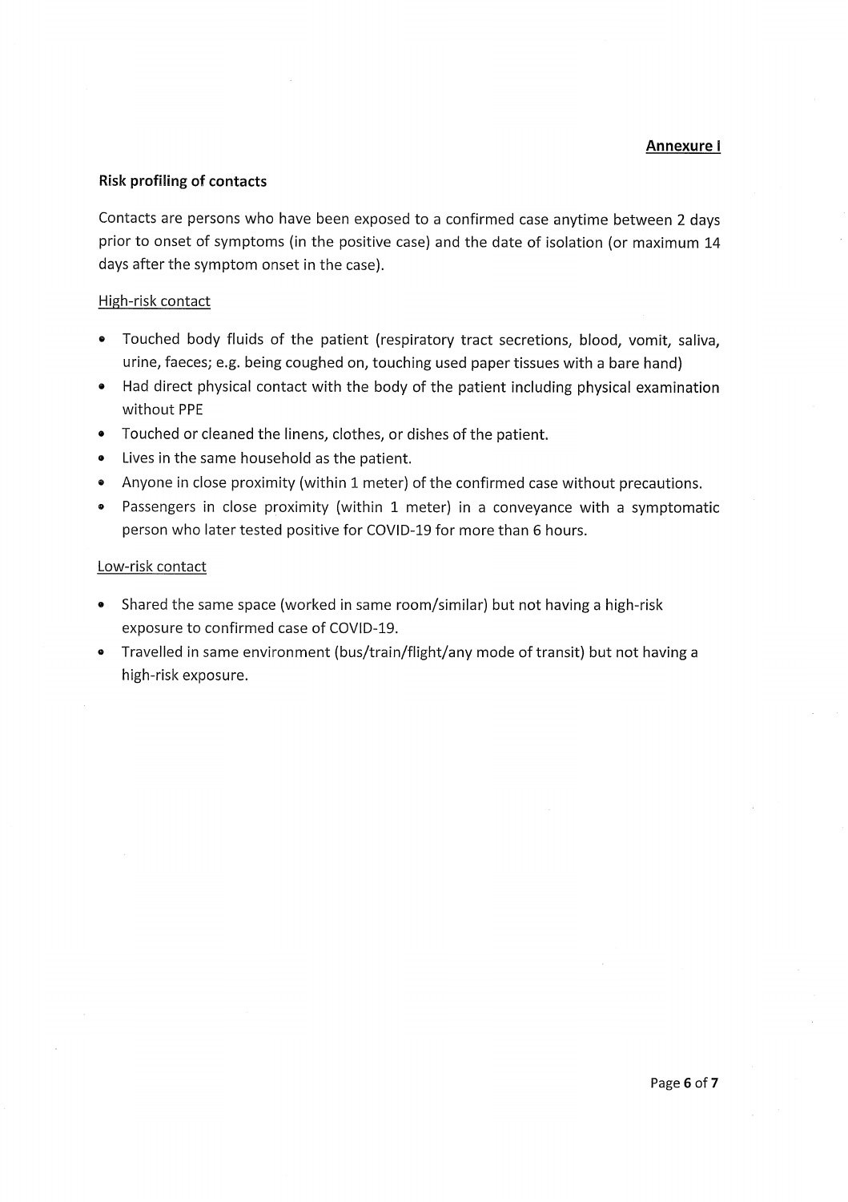**Annexure I**

**Risk profiling of contacts**

Contacts are persons who have been exposed to a confirmed case anytime between 2 days prior to onset of symptoms (in the positive case) and the date of isolation (or maximum 14 days after the symptom onset in the case).

High-risk contact

- Touched body fluids of the patient (respiratory tract secretions, blood, vomit, saliva, urine, faeces; e.g. being coughed on, touching used paper tissues with a bare hand)
- Had direct physical contact with the body of the patient including physical examination without PPE
- Touched or cleaned the linens, clothes, or dishes of the patient.
- Lives in the same household as the patient.
- Anyone in close proximity (within 1 meter) of the confirmed case without precautions.
- Passengers in close proximity (within 1 meter) in a conveyance with a symptomatic person who later tested positive for COVID-19 for more than 6 hours.

Low-risk contact

- Shared the same space (worked in same room/similar) but not having a high-risk exposure to confirmed case of COVID-19.
- Travelled in same environment (bus/train/flight/any mode of transit) but not having a high-risk exposure.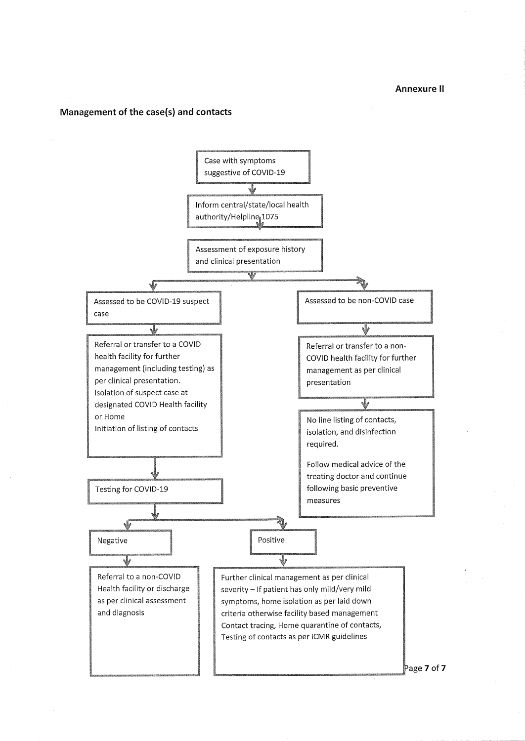**Annexure II**

## Management of the case(s) and contacts

Case with symptoms suggestive of COVID-19

Inform central/state/local health authority/Helpline 1075

Assessment of exposure history and clinical presentation

Assessed to be COVID-19 suspect case

Referral or transfer to a COVID health facility for further management (including testing) as per clinical presentation.
Isolation of suspect case at designated COVID Health facility or Home
Initiation of listing of contacts

Testing for COVID-19

Negative

Referral to a non-COVID Health facility or discharge as per clinical assessment and diagnosis

Positive

Further clinical management as per clinical severity – If patient has only mild/very mild symptoms, home isolation as per laid down criteria otherwise facility based management
Contact tracing, Home quarantine of contacts, Testing of contacts as per ICMR guidelines

Assessed to be non-COVID case

Referral or transfer to a non-COVID health facility for further management as per clinical presentation

No line listing of contacts, isolation, and disinfection required.

Follow medical advice of the treating doctor and continue following basic preventive measures